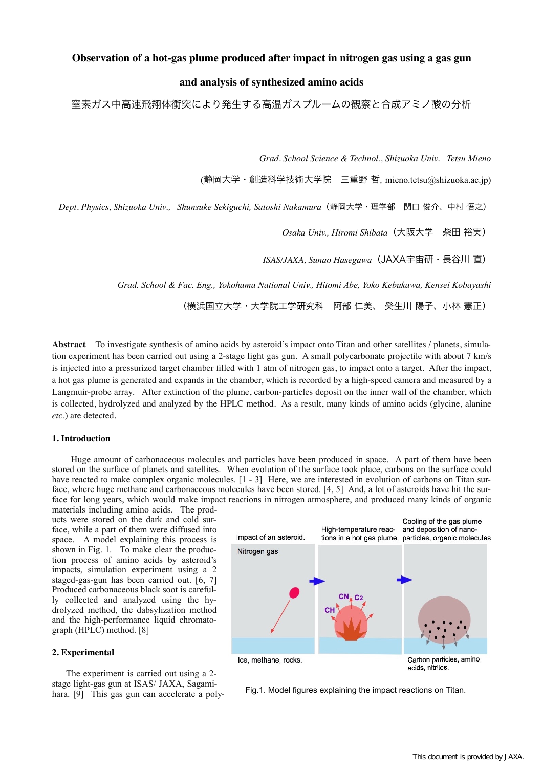# Observation of a hot-gas plume produced after impact in nitrogen gas using a gas gun and analysis of synthesized amino acids

窒素ガス中高速飛翔体衝突により発生する高温ガスプルームの観察と合成アミノ酸の分析

*Grad. School Science & Technol., Shizuoka Univ.* *Tetsu Mieno*

(静岡大学・創造科学技術大学院　三重野 哲, mieno.tetsu@shizuoka.ac.jp)

*Dept. Physics, Shizuoka Univ., Shunsuke Sekiguchi, Satoshi Nakamura*（静岡大学・理学部　関口 俊介、中村 悟之）

*Osaka Univ., Hiromi Shibata*（大阪大学　柴田 裕実）

*ISAS/JAXA, Sunao Hasegawa*（JAXA宇宙研・長谷川 直）

*Grad. School & Fac. Eng., Yokohama National Univ., Hitomi Abe, Yoko Kebukawa, Kensei Kobayashi*

（横浜国立大学・大学院工学研究科　阿部 仁美、 癸生川 陽子、小林 憲正）

**Abstract** To investigate synthesis of amino acids by asteroid's impact onto Titan and other satellites / planets, simulation experiment has been carried out using a 2-stage light gas gun. A small polycarbonate projectile with about 7 km/s is injected into a pressurized target chamber filled with 1 atm of nitrogen gas, to impact onto a target. After the impact, a hot gas plume is generated and expands in the chamber, which is recorded by a high-speed camera and measured by a Langmuir-probe array. After extinction of the plume, carbon-particles deposit on the inner wall of the chamber, which is collected, hydrolyzed and analyzed by the HPLC method. As a result, many kinds of amino acids (glycine, alanine *etc*.) are detected.

## 1. Introduction

Huge amount of carbonaceous molecules and particles have been produced in space. A part of them have been stored on the surface of planets and satellites. When evolution of the surface took place, carbons on the surface could have reacted to make complex organic molecules. [1 - 3] Here, we are interested in evolution of carbons on Titan surface, where huge methane and carbonaceous molecules have been stored. [4, 5] And, a lot of asteroids have hit the surface for long years, which would make impact reactions in nitrogen atmosphere, and produced many kinds of organic materials including amino acids. The products were stored on the dark and cold surface, while a part of them were diffused into space. A model explaining this process is shown in Fig. 1. To make clear the production process of amino acids by asteroid's impacts, simulation experiment using a 2 staged-gas-gun has been carried out. [6, 7] Produced carbonaceous black soot is carefully collected and analyzed using the hydrolyzed method, the dabsylization method and the high-performance liquid chromatograph (HPLC) method. [8]

Impact of an asteroid. | High-temperature reactions in a hot gas plume. | Cooling of the gas plume and deposition of nano-particles, organic molecules

Nitrogen gas — CN, $C_2$, CH — Ice, methane, rocks. — Carbon particles, amino acids, nitriles.

Fig.1. Model figures explaining the impact reactions on Titan.

## 2. Experimental

The experiment is carried out using a 2-stage light-gas gun at ISAS/ JAXA, Sagamihara. [9] This gas gun can accelerate a poly-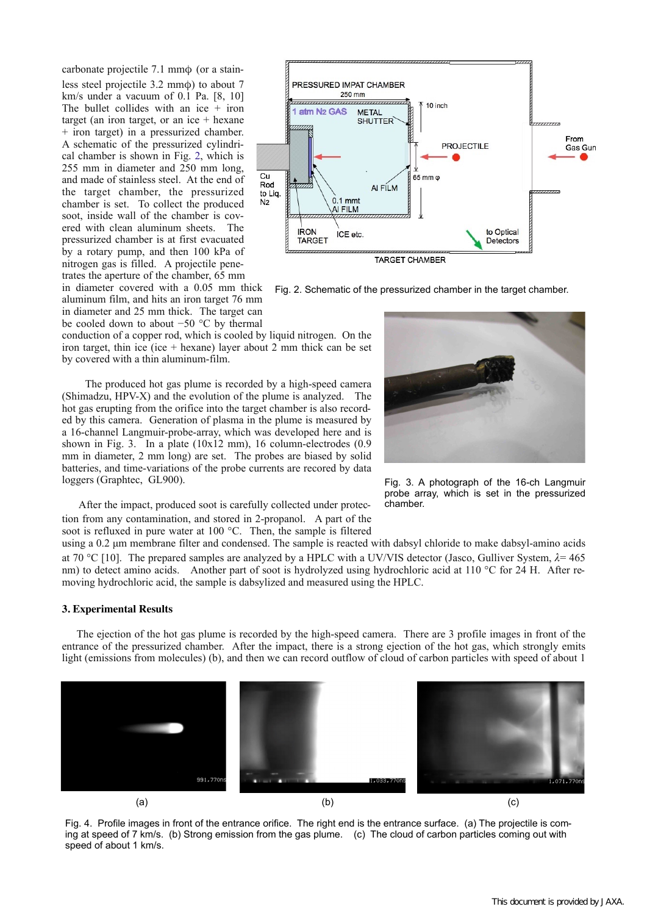carbonate projectile 7.1 mmϕ (or a stainless steel projectile 3.2 mmϕ) to about 7 km/s under a vacuum of 0.1 Pa. [8, 10] The bullet collides with an ice + iron target (an iron target, or an ice + hexane + iron target) in a pressurized chamber. A schematic of the pressurized cylindrical chamber is shown in Fig. 2, which is 255 mm in diameter and 250 mm long, and made of stainless steel. At the end of the target chamber, the pressurized chamber is set. To collect the produced soot, inside wall of the chamber is covered with clean aluminum sheets. The pressurized chamber is at first evacuated by a rotary pump, and then 100 kPa of nitrogen gas is filled. A projectile penetrates the aperture of the chamber, 65 mm in diameter covered with a 0.05 mm thick aluminum film, and hits an iron target 76 mm in diameter and 25 mm thick. The target can be cooled down to about −50 °C by thermal conduction of a copper rod, which is cooled by liquid nitrogen. On the iron target, thin ice (ice + hexane) layer about 2 mm thick can be set by covered with a thin aluminum-film.

Fig. 2. Schematic of the pressurized chamber in the target chamber.

The produced hot gas plume is recorded by a high-speed camera (Shimadzu, HPV-X) and the evolution of the plume is analyzed. The hot gas erupting from the orifice into the target chamber is also recorded by this camera. Generation of plasma in the plume is measured by a 16-channel Langmuir-probe-array, which was developed here and is shown in Fig. 3. In a plate (10x12 mm), 16 column-electrodes (0.9 mm in diameter, 2 mm long) are set. The probes are biased by solid batteries, and time-variations of the probe currents are recored by data loggers (Graphtec, GL900).

Fig. 3. A photograph of the 16-ch Langmuir probe array, which is set in the pressurized chamber.

After the impact, produced soot is carefully collected under protection from any contamination, and stored in 2-propanol. A part of the soot is refluxed in pure water at 100 °C. Then, the sample is filtered using a 0.2 μm membrane filter and condensed. The sample is reacted with dabsyl chloride to make dabsyl-amino acids at 70 °C [10]. The prepared samples are analyzed by a HPLC with a UV/VIS detector (Jasco, Gulliver System, $\lambda$= 465 nm) to detect amino acids. Another part of soot is hydrolyzed using hydrochloric acid at 110 °C for 24 H. After removing hydrochloric acid, the sample is dabsylized and measured using the HPLC.

## 3. Experimental Results

The ejection of the hot gas plume is recorded by the high-speed camera. There are 3 profile images in front of the entrance of the pressurized chamber. After the impact, there is a strong ejection of the hot gas, which strongly emits light (emissions from molecules) (b), and then we can record outflow of cloud of carbon particles with speed of about 1

Fig. 4. Profile images in front of the entrance orifice. The right end is the entrance surface. (a) The projectile is coming at speed of 7 km/s. (b) Strong emission from the gas plume. (c) The cloud of carbon particles coming out with speed of about 1 km/s.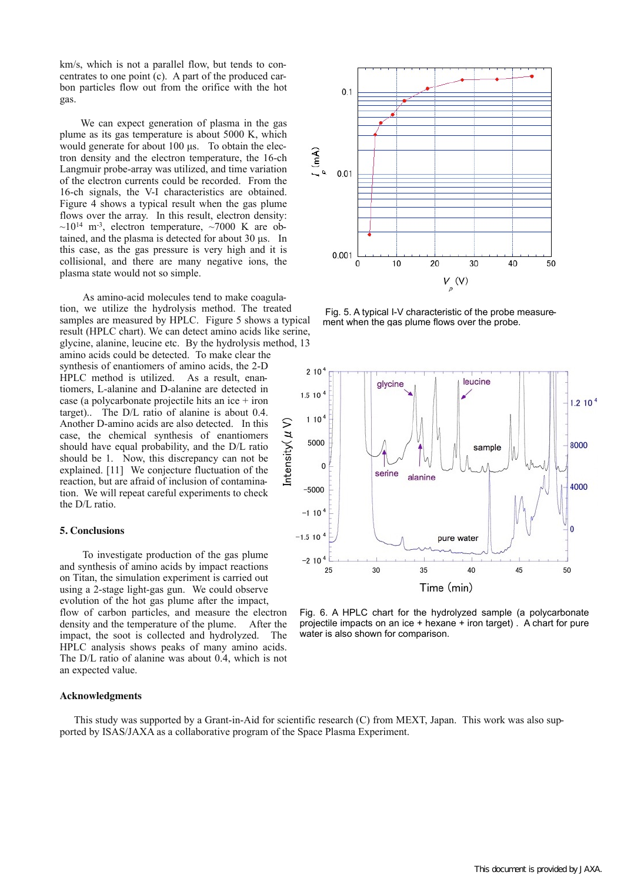km/s, which is not a parallel flow, but tends to concentrates to one point (c). A part of the produced carbon particles flow out from the orifice with the hot gas.

We can expect generation of plasma in the gas plume as its gas temperature is about 5000 K, which would generate for about 100 μs. To obtain the electron density and the electron temperature, the 16-ch Langmuir probe-array was utilized, and time variation of the electron currents could be recorded. From the 16-ch signals, the V-I characteristics are obtained. Figure 4 shows a typical result when the gas plume flows over the array. In this result, electron density: $\sim 10^{14}$ m$^{-3}$, electron temperature, ~7000 K are obtained, and the plasma is detected for about 30 μs. In this case, as the gas pressure is very high and it is collisional, and there are many negative ions, the plasma state would not so simple.

As amino-acid molecules tend to make coagulation, we utilize the hydrolysis method. The treated samples are measured by HPLC. Figure 5 shows a typical result (HPLC chart). We can detect amino acids like serine, glycine, alanine, leucine etc. By the hydrolysis method, 13 amino acids could be detected. To make clear the synthesis of enantiomers of amino acids, the 2-D HPLC method is utilized. As a result, enantiomers, L-alanine and D-alanine are detected in case (a polycarbonate projectile hits an ice + iron target).. The D/L ratio of alanine is about 0.4. Another D-amino acids are also detected. In this case, the chemical synthesis of enantiomers should have equal probability, and the D/L ratio should be 1. Now, this discrepancy can not be explained. [11] We conjecture fluctuation of the reaction, but are afraid of inclusion of contamination. We will repeat careful experiments to check the D/L ratio.

## 5. Conclusions

To investigate production of the gas plume and synthesis of amino acids by impact reactions on Titan, the simulation experiment is carried out using a 2-stage light-gas gun. We could observe evolution of the hot gas plume after the impact, flow of carbon particles, and measure the electron density and the temperature of the plume. After the impact, the soot is collected and hydrolyzed. The HPLC analysis shows peaks of many amino acids. The D/L ratio of alanine was about 0.4, which is not an expected value.

Fig. 5. A typical I-V characteristic of the probe measurement when the gas plume flows over the probe.

Fig. 6. A HPLC chart for the hydrolyzed sample (a polycarbonate projectile impacts on an ice + hexane + iron target) . A chart for pure water is also shown for comparison.

## Acknowledgments

This study was supported by a Grant-in-Aid for scientific research (C) from MEXT, Japan. This work was also supported by ISAS/JAXA as a collaborative program of the Space Plasma Experiment.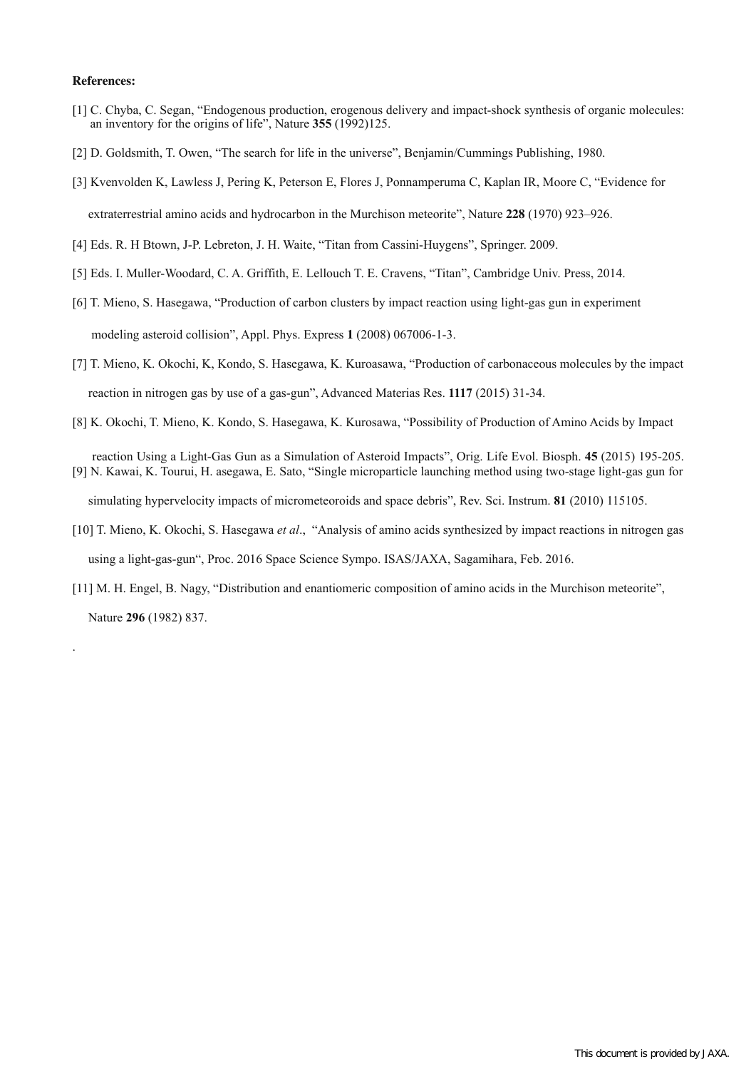**References:**

[1] C. Chyba, C. Segan, “Endogenous production, erogenous delivery and impact-shock synthesis of organic molecules: an inventory for the origins of life”, Nature **355** (1992)125.

[2] D. Goldsmith, T. Owen, “The search for life in the universe”, Benjamin/Cummings Publishing, 1980.

[3] Kvenvolden K, Lawless J, Pering K, Peterson E, Flores J, Ponnamperuma C, Kaplan IR, Moore C, “Evidence for extraterrestrial amino acids and hydrocarbon in the Murchison meteorite”, Nature **228** (1970) 923–926.

[4] Eds. R. H Btown, J-P. Lebreton, J. H. Waite, “Titan from Cassini-Huygens”, Springer. 2009.

[5] Eds. I. Muller-Woodard, C. A. Griffith, E. Lellouch T. E. Cravens, “Titan”, Cambridge Univ. Press, 2014.

[6] T. Mieno, S. Hasegawa, “Production of carbon clusters by impact reaction using light-gas gun in experiment modeling asteroid collision”, Appl. Phys. Express **1** (2008) 067006-1-3.

[7] T. Mieno, K. Okochi, K, Kondo, S. Hasegawa, K. Kuroasawa, “Production of carbonaceous molecules by the impact reaction in nitrogen gas by use of a gas-gun”, Advanced Materias Res. **1117** (2015) 31-34.

[8] K. Okochi, T. Mieno, K. Kondo, S. Hasegawa, K. Kurosawa, “Possibility of Production of Amino Acids by Impact reaction Using a Light-Gas Gun as a Simulation of Asteroid Impacts”, Orig. Life Evol. Biosph. **45** (2015) 195-205.

[9] N. Kawai, K. Tourui, H. asegawa, E. Sato, “Single microparticle launching method using two-stage light-gas gun for simulating hypervelocity impacts of micrometeoroids and space debris”, Rev. Sci. Instrum. **81** (2010) 115105.

[10] T. Mieno, K. Okochi, S. Hasegawa *et al*., “Analysis of amino acids synthesized by impact reactions in nitrogen gas using a light-gas-gun“, Proc. 2016 Space Science Sympo. ISAS/JAXA, Sagamihara, Feb. 2016.

[11] M. H. Engel, B. Nagy, “Distribution and enantiomeric composition of amino acids in the Murchison meteorite”, Nature **296** (1982) 837.